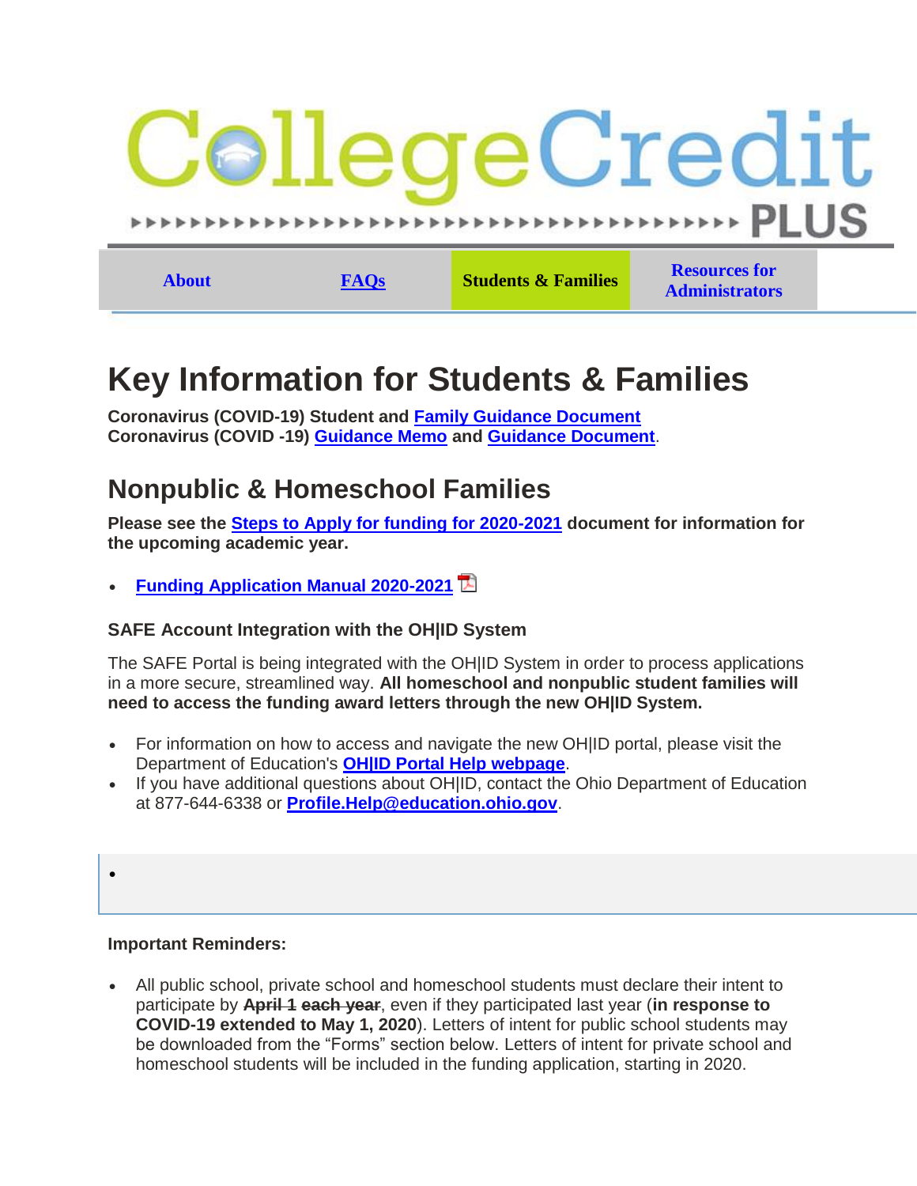CollegeCredit PLUS

About | FAQs | Students & Families | Resources for Administrators

# Key Information for Students & Families

**Coronavirus (COVID-19) Student and Family Guidance Document**
**Coronavirus (COVID -19) Guidance Memo and Guidance Document**.

## Nonpublic & Homeschool Families

**Please see the Steps to Apply for funding for 2020-2021 document for information for the upcoming academic year.**

- **Funding Application Manual 2020-2021**

### SAFE Account Integration with the OH|ID System

The SAFE Portal is being integrated with the OH|ID System in order to process applications in a more secure, streamlined way. **All homeschool and nonpublic student families will need to access the funding award letters through the new OH|ID System.**

- For information on how to access and navigate the new OH|ID portal, please visit the Department of Education's **OH|ID Portal Help webpage**.
- If you have additional questions about OH|ID, contact the Ohio Department of Education at 877-644-6338 or **Profile.Help@education.ohio.gov**.

**Important Reminders:**

- All public school, private school and homeschool students must declare their intent to participate by ~~**April 1 each year**~~, even if they participated last year (**in response to COVID-19 extended to May 1, 2020**). Letters of intent for public school students may be downloaded from the "Forms" section below. Letters of intent for private school and homeschool students will be included in the funding application, starting in 2020.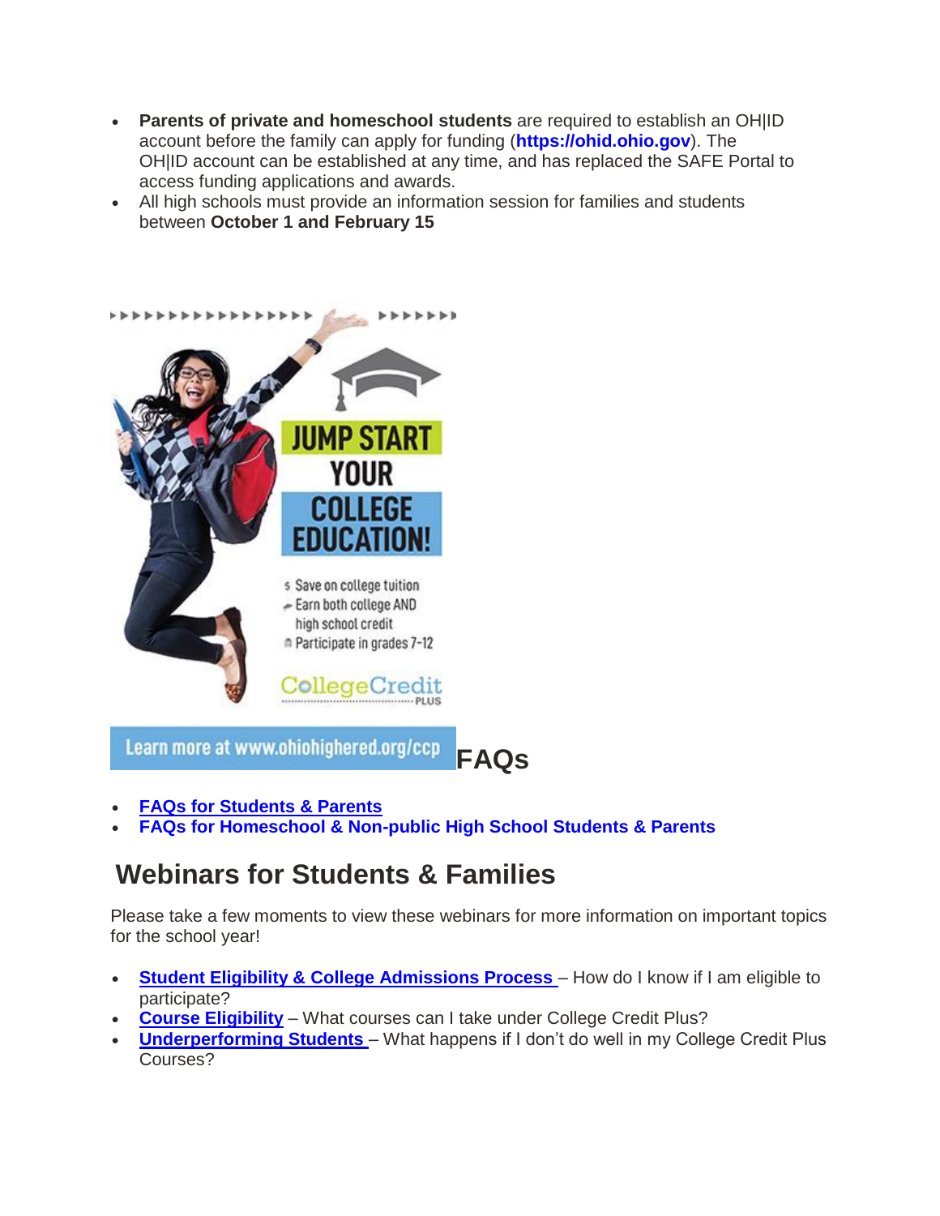- **Parents of private and homeschool students** are required to establish an OH|ID account before the family can apply for funding (**https://ohid.ohio.gov**). The OH|ID account can be established at any time, and has replaced the SAFE Portal to access funding applications and awards.
- All high schools must provide an information session for families and students between **October 1 and February 15**

JUMP START YOUR COLLEGE EDUCATION!

- Save on college tuition
- Earn both college AND high school credit
- Participate in grades 7-12

CollegeCredit PLUS

Learn more at www.ohiohighered.org/ccp

## FAQs

- **FAQs for Students & Parents**
- **FAQs for Homeschool & Non-public High School Students & Parents**

## Webinars for Students & Families

Please take a few moments to view these webinars for more information on important topics for the school year!

- **Student Eligibility & College Admissions Process** – How do I know if I am eligible to participate?
- **Course Eligibility** – What courses can I take under College Credit Plus?
- **Underperforming Students** – What happens if I don't do well in my College Credit Plus Courses?